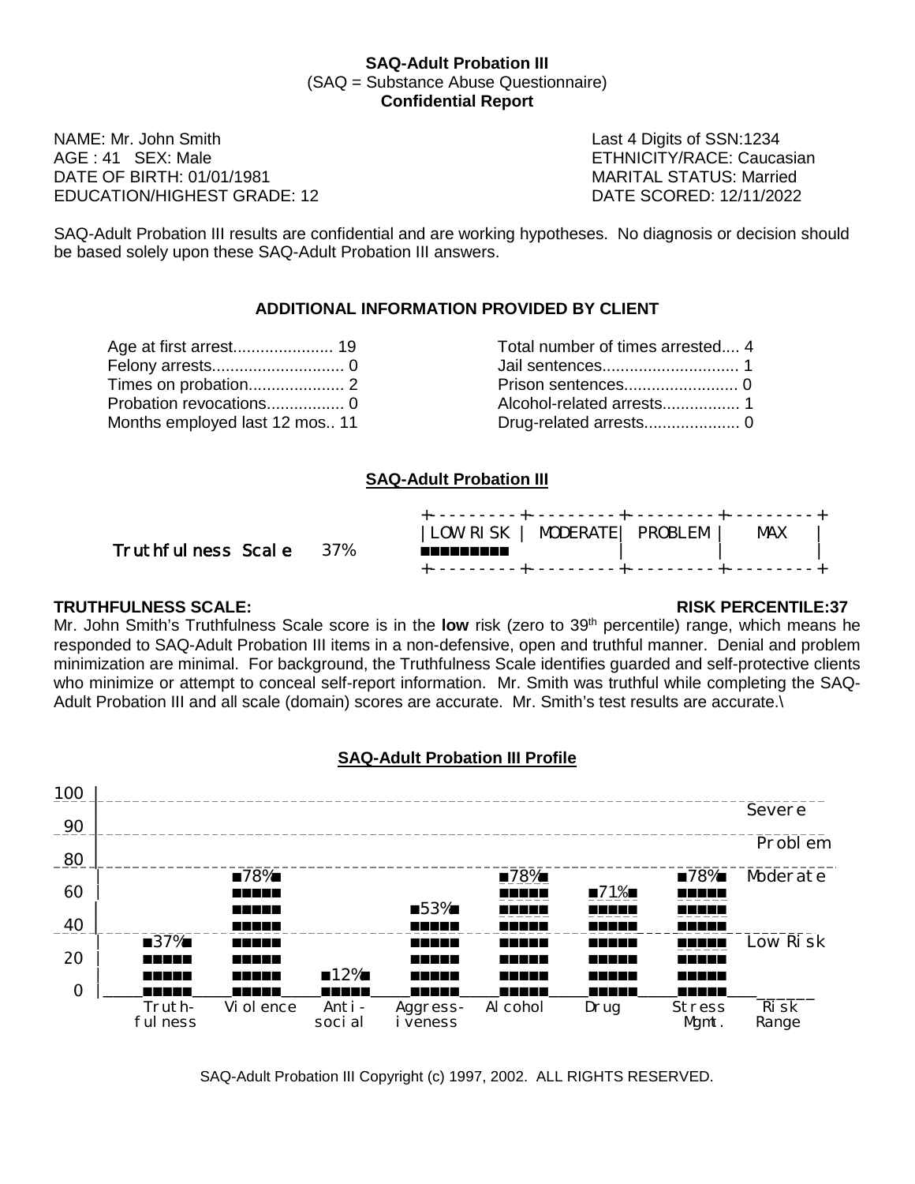**SAQ-Adult Probation III**
(SAQ = Substance Abuse Questionnaire)
**Confidential Report**

NAME: Mr. John Smith
AGE : 41 SEX: Male
DATE OF BIRTH: 01/01/1981
EDUCATION/HIGHEST GRADE: 12

Last 4 Digits of SSN:1234
ETHNICITY/RACE: Caucasian
MARITAL STATUS: Married
DATE SCORED: 12/11/2022

SAQ-Adult Probation III results are confidential and are working hypotheses. No diagnosis or decision should be based solely upon these SAQ-Adult Probation III answers.

**ADDITIONAL INFORMATION PROVIDED BY CLIENT**

| | | | |
|---|---|---|---|
| Age at first arrest | 19 | Total number of times arrested | 4 |
| Felony arrests | 0 | Jail sentences | 1 |
| Times on probation | 2 | Prison sentences | 0 |
| Probation revocations | 0 | Alcohol-related arrests | 1 |
| Months employed last 12 mos. | 11 | Drug-related arrests | 0 |

**SAQ-Adult Probation III**

```
                                +---------+---------+---------+---------+
                                |LOW RISK | MODERATE| PROBLEM |   MAX   |
Truthfulness Scale   37%        ■■■■■■■■■          |         |         |
                                +---------+---------+---------+---------+
```

**TRUTHFULNESS SCALE:** **RISK PERCENTILE:37**

Mr. John Smith's Truthfulness Scale score is in the **low** risk (zero to 39th percentile) range, which means he responded to SAQ-Adult Probation III items in a non-defensive, open and truthful manner. Denial and problem minimization are minimal. For background, the Truthfulness Scale identifies guarded and self-protective clients who minimize or attempt to conceal self-report information. Mr. Smith was truthful while completing the SAQ-Adult Probation III and all scale (domain) scores are accurate. Mr. Smith's test results are accurate.\

**SAQ-Adult Probation III Profile**

| Scale | Percentile |
|---|---|
| Truthfulness | 37% |
| Violence | 78% |
| Antisocial | 12% |
| Aggressiveness | 53% |
| Alcohol | 78% |
| Drug | 71% |
| Stress Mgmt. | 78% |

Risk Range: Low Risk (0–39), Moderate (40–69), Problem (70–89), Severe (90–100)

SAQ-Adult Probation III Copyright (c) 1997, 2002. ALL RIGHTS RESERVED.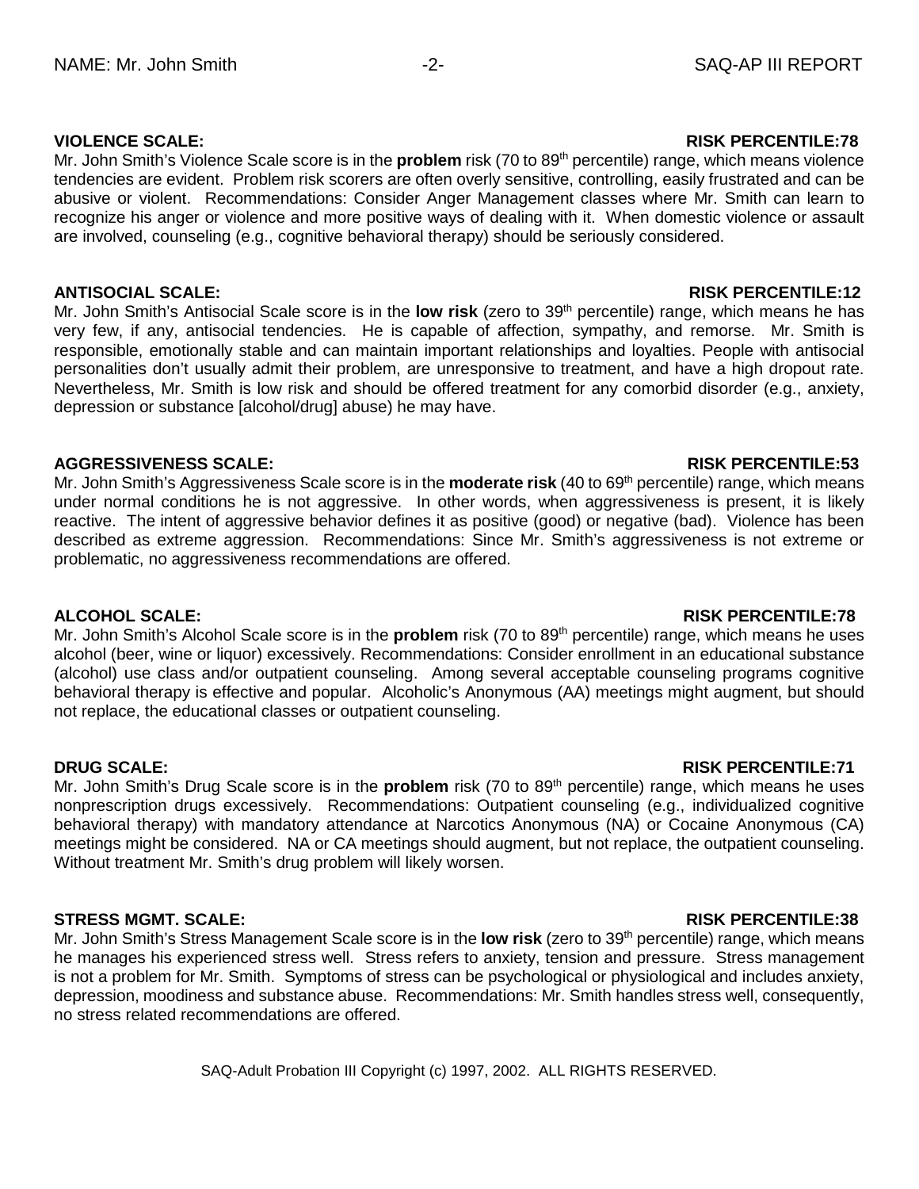**VIOLENCE SCALE: RISK PERCENTILE:78**

Mr. John Smith's Violence Scale score is in the **problem** risk (70 to 89th percentile) range, which means violence tendencies are evident. Problem risk scorers are often overly sensitive, controlling, easily frustrated and can be abusive or violent. Recommendations: Consider Anger Management classes where Mr. Smith can learn to recognize his anger or violence and more positive ways of dealing with it. When domestic violence or assault are involved, counseling (e.g., cognitive behavioral therapy) should be seriously considered.

**ANTISOCIAL SCALE: RISK PERCENTILE:12**

Mr. John Smith's Antisocial Scale score is in the **low risk** (zero to 39th percentile) range, which means he has very few, if any, antisocial tendencies. He is capable of affection, sympathy, and remorse. Mr. Smith is responsible, emotionally stable and can maintain important relationships and loyalties. People with antisocial personalities don't usually admit their problem, are unresponsive to treatment, and have a high dropout rate. Nevertheless, Mr. Smith is low risk and should be offered treatment for any comorbid disorder (e.g., anxiety, depression or substance [alcohol/drug] abuse) he may have.

**AGGRESSIVENESS SCALE: RISK PERCENTILE:53**

Mr. John Smith's Aggressiveness Scale score is in the **moderate risk** (40 to 69th percentile) range, which means under normal conditions he is not aggressive. In other words, when aggressiveness is present, it is likely reactive. The intent of aggressive behavior defines it as positive (good) or negative (bad). Violence has been described as extreme aggression. Recommendations: Since Mr. Smith's aggressiveness is not extreme or problematic, no aggressiveness recommendations are offered.

**ALCOHOL SCALE: RISK PERCENTILE:78**

Mr. John Smith's Alcohol Scale score is in the **problem** risk (70 to 89th percentile) range, which means he uses alcohol (beer, wine or liquor) excessively. Recommendations: Consider enrollment in an educational substance (alcohol) use class and/or outpatient counseling. Among several acceptable counseling programs cognitive behavioral therapy is effective and popular. Alcoholic's Anonymous (AA) meetings might augment, but should not replace, the educational classes or outpatient counseling.

**DRUG SCALE: RISK PERCENTILE:71**

Mr. John Smith's Drug Scale score is in the **problem** risk (70 to 89th percentile) range, which means he uses nonprescription drugs excessively. Recommendations: Outpatient counseling (e.g., individualized cognitive behavioral therapy) with mandatory attendance at Narcotics Anonymous (NA) or Cocaine Anonymous (CA) meetings might be considered. NA or CA meetings should augment, but not replace, the outpatient counseling. Without treatment Mr. Smith's drug problem will likely worsen.

**STRESS MGMT. SCALE: RISK PERCENTILE:38**

Mr. John Smith's Stress Management Scale score is in the **low risk** (zero to 39th percentile) range, which means he manages his experienced stress well. Stress refers to anxiety, tension and pressure. Stress management is not a problem for Mr. Smith. Symptoms of stress can be psychological or physiological and includes anxiety, depression, moodiness and substance abuse. Recommendations: Mr. Smith handles stress well, consequently, no stress related recommendations are offered.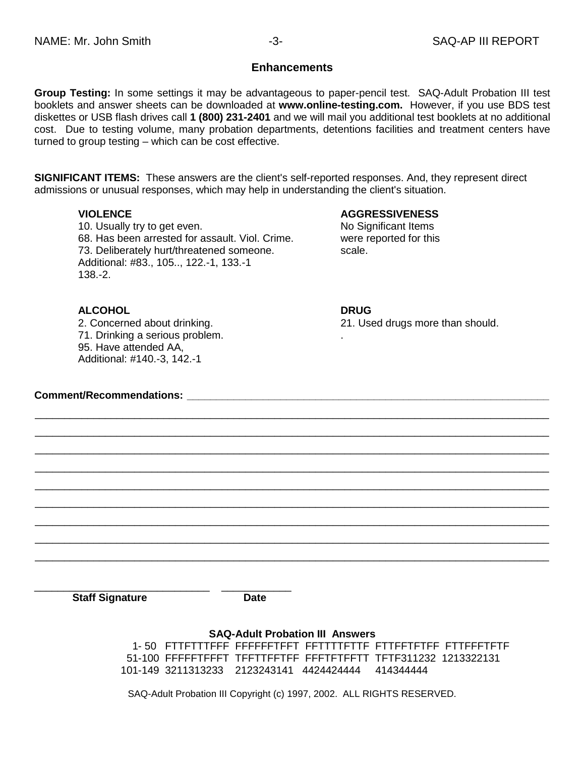## Enhancements

**Group Testing:** In some settings it may be advantageous to paper-pencil test. SAQ-Adult Probation III test booklets and answer sheets can be downloaded at **www.online-testing.com.** However, if you use BDS test diskettes or USB flash drives call **1 (800) 231-2401** and we will mail you additional test booklets at no additional cost. Due to testing volume, many probation departments, detentions facilities and treatment centers have turned to group testing – which can be cost effective.

**SIGNIFICANT ITEMS:** These answers are the client's self-reported responses. And, they represent direct admissions or unusual responses, which may help in understanding the client's situation.

**VIOLENCE**
10. Usually try to get even.
68. Has been arrested for assault. Viol. Crime.
73. Deliberately hurt/threatened someone.
Additional: #83., 105.., 122.-1, 133.-1
138.-2.

**AGGRESSIVENESS**
No Significant Items were reported for this scale.

**ALCOHOL**
2. Concerned about drinking.
71. Drinking a serious problem.
95. Have attended AA,
Additional: #140.-3, 142.-1

**DRUG**
21. Used drugs more than should.
.

**Comment/Recommendations:** ___________________________________________________________

___________________________________________________________________________________

___________________________________________________________________________________

___________________________________________________________________________________

___________________________________________________________________________________

___________________________________________________________________________________

___________________________________________________________________________________

___________________________________________________________________________________

___________________________________________________________________________________

___________________________________________________________________________________

______________________________ ____________
**Staff Signature** **Date**

**SAQ-Adult Probation III Answers**

1- 50 FTTFTTTFFF FFFFFFTFFT FFTTTTFTTF FTTFFTFTFF FTTFFFFTFTF
51-100 FFFFFTFFFT TFFTTFFTFF FFFTFTFFTT TFTF311232 1213322131
101-149 3211313233 2123243141 4424424444 414344444

SAQ-Adult Probation III Copyright (c) 1997, 2002. ALL RIGHTS RESERVED.